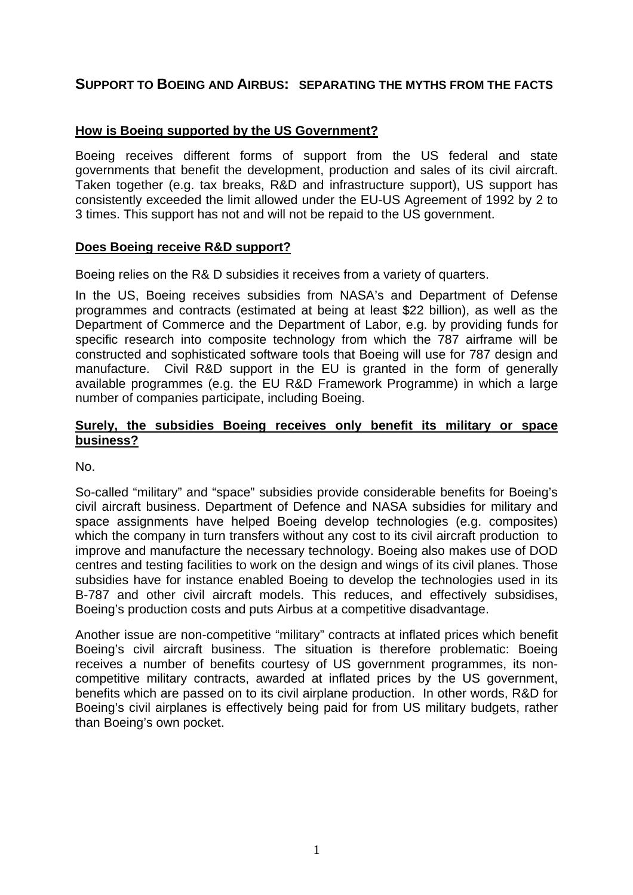## SUPPORT TO BOEING AND AIRBUS: SEPARATING THE MYTHS FROM THE FACTS

### How is Boeing supported by the US Government?

Boeing receives different forms of support from the US federal and state governments that benefit the development, production and sales of its civil aircraft. Taken together (e.g. tax breaks, R&D and infrastructure support), US support has consistently exceeded the limit allowed under the EU-US Agreement of 1992 by 2 to 3 times. This support has not and will not be repaid to the US government.

### Does Boeing receive R&D support?

Boeing relies on the R& D subsidies it receives from a variety of quarters.

In the US, Boeing receives subsidies from NASA's and Department of Defense programmes and contracts (estimated at being at least $22 billion), as well as the Department of Commerce and the Department of Labor, e.g. by providing funds for specific research into composite technology from which the 787 airframe will be constructed and sophisticated software tools that Boeing will use for 787 design and manufacture. Civil R&D support in the EU is granted in the form of generally available programmes (e.g. the EU R&D Framework Programme) in which a large number of companies participate, including Boeing.

### Surely, the subsidies Boeing receives only benefit its military or space business?

No.

So-called "military" and "space" subsidies provide considerable benefits for Boeing's civil aircraft business. Department of Defence and NASA subsidies for military and space assignments have helped Boeing develop technologies (e.g. composites) which the company in turn transfers without any cost to its civil aircraft production to improve and manufacture the necessary technology. Boeing also makes use of DOD centres and testing facilities to work on the design and wings of its civil planes. Those subsidies have for instance enabled Boeing to develop the technologies used in its B-787 and other civil aircraft models. This reduces, and effectively subsidises, Boeing's production costs and puts Airbus at a competitive disadvantage.

Another issue are non-competitive "military" contracts at inflated prices which benefit Boeing's civil aircraft business. The situation is therefore problematic: Boeing receives a number of benefits courtesy of US government programmes, its non-competitive military contracts, awarded at inflated prices by the US government, benefits which are passed on to its civil airplane production. In other words, R&D for Boeing's civil airplanes is effectively being paid for from US military budgets, rather than Boeing's own pocket.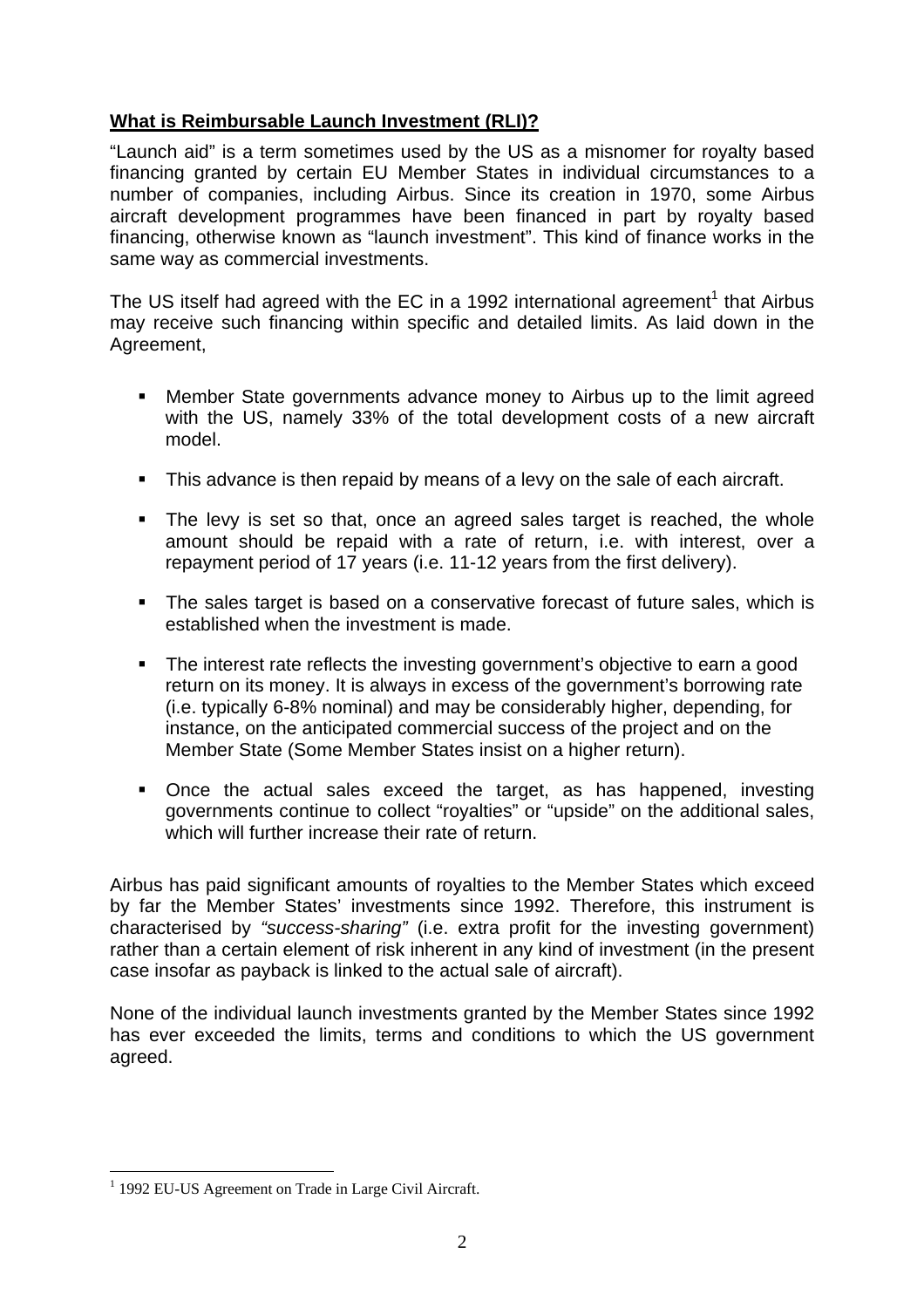## **What is Reimbursable Launch Investment (RLI)?**

"Launch aid" is a term sometimes used by the US as a misnomer for royalty based financing granted by certain EU Member States in individual circumstances to a number of companies, including Airbus. Since its creation in 1970, some Airbus aircraft development programmes have been financed in part by royalty based financing, otherwise known as "launch investment". This kind of finance works in the same way as commercial investments.

The US itself had agreed with the EC in a 1992 international agreement[1] that Airbus may receive such financing within specific and detailed limits. As laid down in the Agreement,

- Member State governments advance money to Airbus up to the limit agreed with the US, namely 33% of the total development costs of a new aircraft model.
- This advance is then repaid by means of a levy on the sale of each aircraft.
- The levy is set so that, once an agreed sales target is reached, the whole amount should be repaid with a rate of return, i.e. with interest, over a repayment period of 17 years (i.e. 11-12 years from the first delivery).
- The sales target is based on a conservative forecast of future sales, which is established when the investment is made.
- The interest rate reflects the investing government's objective to earn a good return on its money. It is always in excess of the government's borrowing rate (i.e. typically 6-8% nominal) and may be considerably higher, depending, for instance, on the anticipated commercial success of the project and on the Member State (Some Member States insist on a higher return).
- Once the actual sales exceed the target, as has happened, investing governments continue to collect "royalties" or "upside" on the additional sales, which will further increase their rate of return.

Airbus has paid significant amounts of royalties to the Member States which exceed by far the Member States' investments since 1992. Therefore, this instrument is characterised by *"success-sharing"* (i.e. extra profit for the investing government) rather than a certain element of risk inherent in any kind of investment (in the present case insofar as payback is linked to the actual sale of aircraft).

None of the individual launch investments granted by the Member States since 1992 has ever exceeded the limits, terms and conditions to which the US government agreed.

[1] 1992 EU-US Agreement on Trade in Large Civil Aircraft.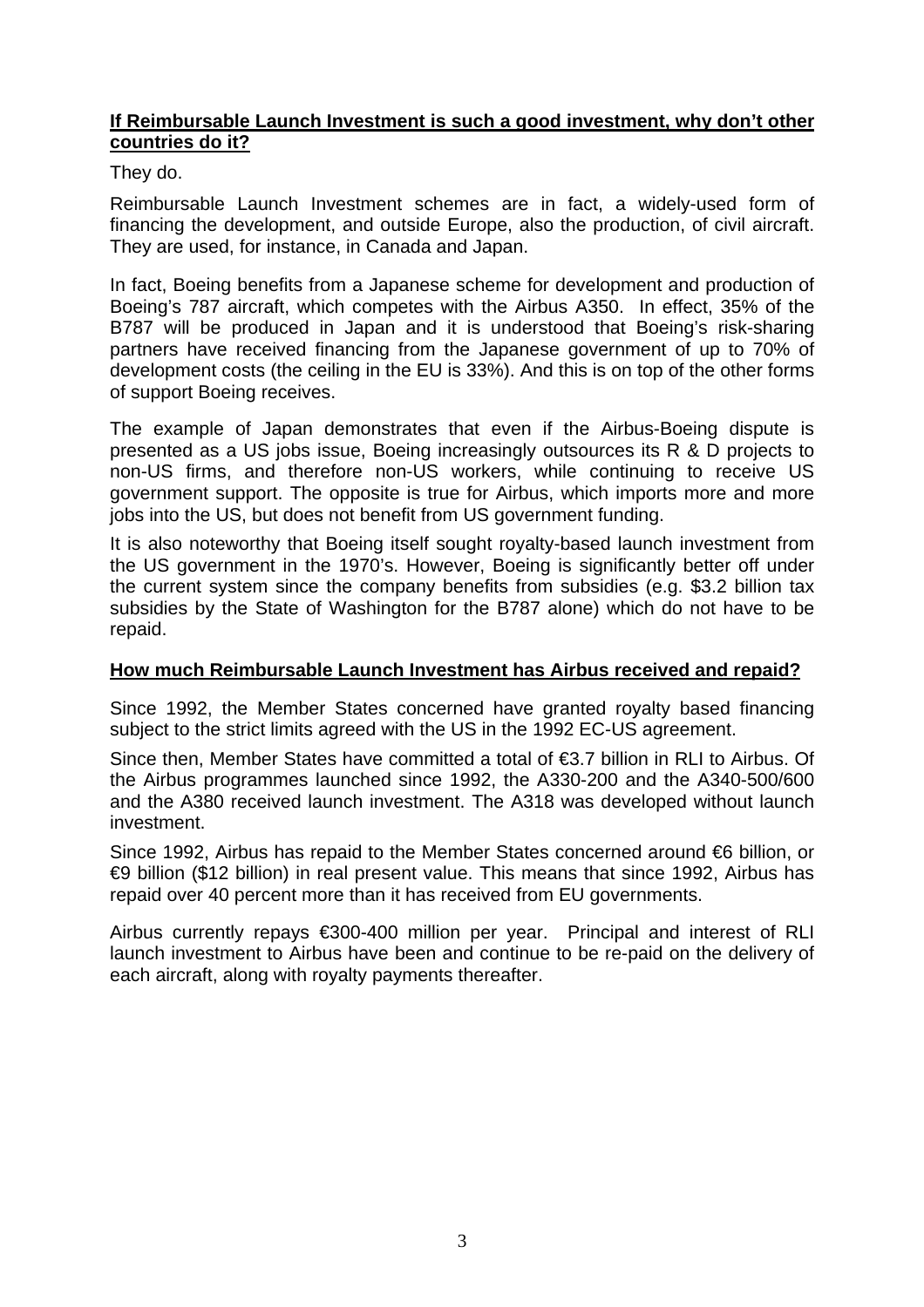**<u>If Reimbursable Launch Investment is such a good investment, why don't other countries do it?</u>**

They do.

Reimbursable Launch Investment schemes are in fact, a widely-used form of financing the development, and outside Europe, also the production, of civil aircraft. They are used, for instance, in Canada and Japan.

In fact, Boeing benefits from a Japanese scheme for development and production of Boeing's 787 aircraft, which competes with the Airbus A350. In effect, 35% of the B787 will be produced in Japan and it is understood that Boeing's risk-sharing partners have received financing from the Japanese government of up to 70% of development costs (the ceiling in the EU is 33%). And this is on top of the other forms of support Boeing receives.

The example of Japan demonstrates that even if the Airbus-Boeing dispute is presented as a US jobs issue, Boeing increasingly outsources its R & D projects to non-US firms, and therefore non-US workers, while continuing to receive US government support. The opposite is true for Airbus, which imports more and more jobs into the US, but does not benefit from US government funding.

It is also noteworthy that Boeing itself sought royalty-based launch investment from the US government in the 1970's. However, Boeing is significantly better off under the current system since the company benefits from subsidies (e.g. $3.2 billion tax subsidies by the State of Washington for the B787 alone) which do not have to be repaid.

**<u>How much Reimbursable Launch Investment has Airbus received and repaid?</u>**

Since 1992, the Member States concerned have granted royalty based financing subject to the strict limits agreed with the US in the 1992 EC-US agreement.

Since then, Member States have committed a total of €3.7 billion in RLI to Airbus. Of the Airbus programmes launched since 1992, the A330-200 and the A340-500/600 and the A380 received launch investment. The A318 was developed without launch investment.

Since 1992, Airbus has repaid to the Member States concerned around €6 billion, or €9 billion ($12 billion) in real present value. This means that since 1992, Airbus has repaid over 40 percent more than it has received from EU governments.

Airbus currently repays €300-400 million per year. Principal and interest of RLI launch investment to Airbus have been and continue to be re-paid on the delivery of each aircraft, along with royalty payments thereafter.